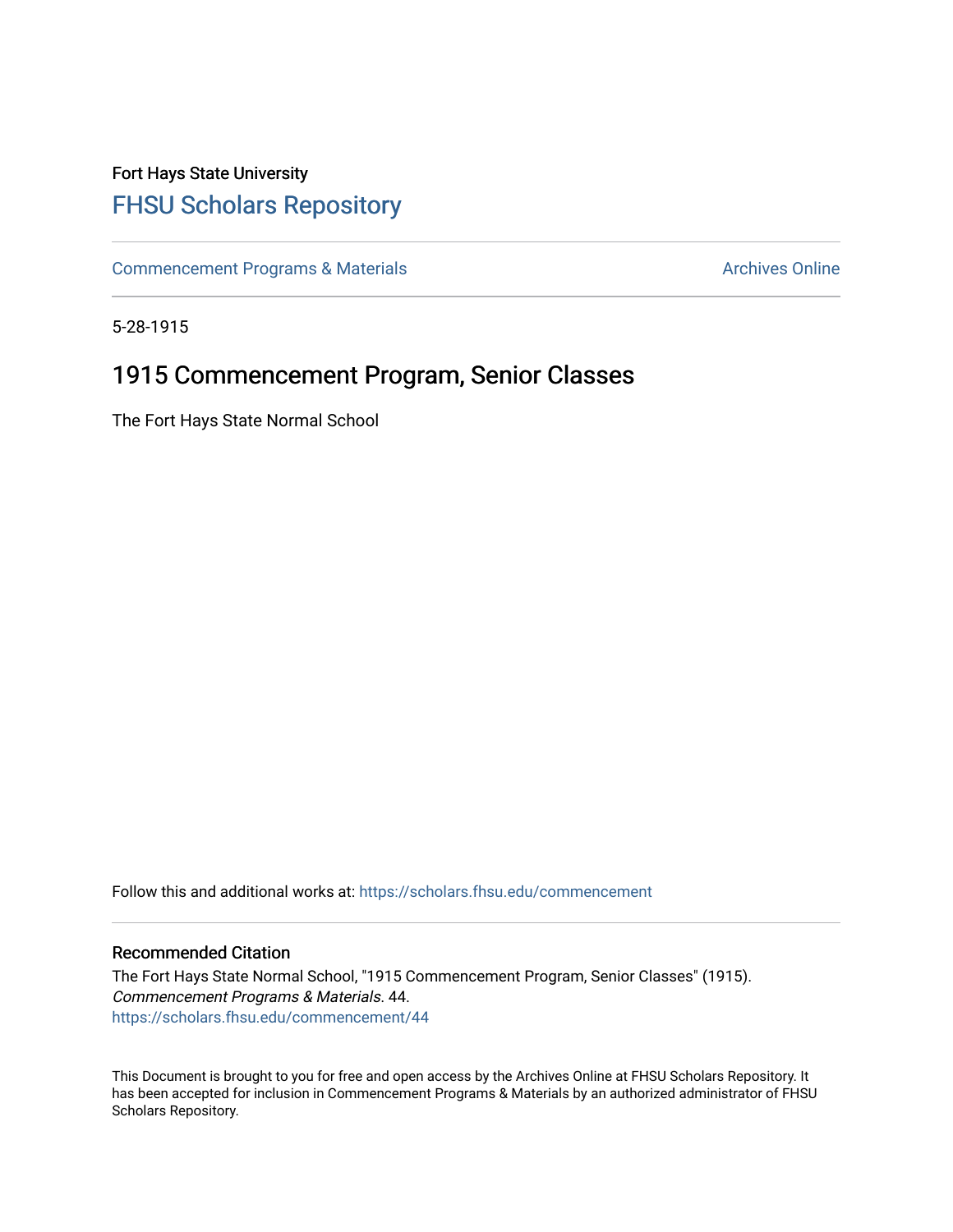Fort Hays State University

# FHSU Scholars Repository

Commencement Programs & Materials | Archives Online

5-28-1915

## 1915 Commencement Program, Senior Classes

The Fort Hays State Normal School

Follow this and additional works at: https://scholars.fhsu.edu/commencement

### Recommended Citation

The Fort Hays State Normal School, "1915 Commencement Program, Senior Classes" (1915). *Commencement Programs & Materials*. 44.
https://scholars.fhsu.edu/commencement/44

This Document is brought to you for free and open access by the Archives Online at FHSU Scholars Repository. It has been accepted for inclusion in Commencement Programs & Materials by an authorized administrator of FHSU Scholars Repository.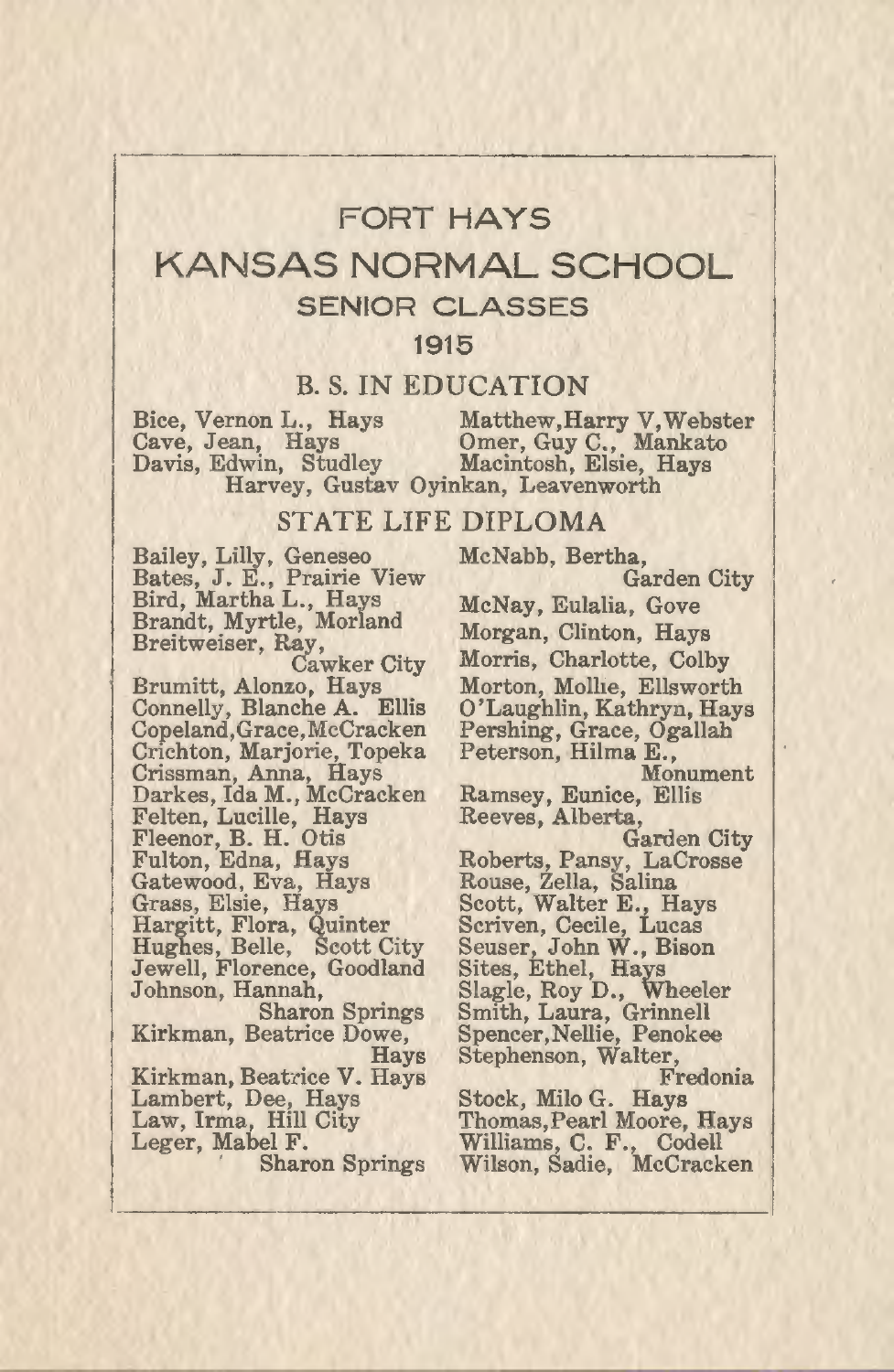# FORT HAYS

# KANSAS NORMAL SCHOOL

## SENIOR CLASSES

### 1915

### B. S. IN EDUCATION

Bice, Vernon L., Hays
Cave, Jean, Hays
Davis, Edwin, Studley
Matthew,Harry V,Webster
Omer, Guy C., Mankato
Macintosh, Elsie, Hays
Harvey, Gustav Oyinkan, Leavenworth

### STATE LIFE DIPLOMA

Bailey, Lilly, Geneseo
Bates, J. E., Prairie View
Bird, Martha L., Hays
Brandt, Myrtle, Morland
Breitweiser, Ray, Cawker City
Brumitt, Alonzo, Hays
Connelly, Blanche A. Ellis
Copeland,Grace,McCracken
Crichton, Marjorie, Topeka
Crissman, Anna, Hays
Darkes, Ida M., McCracken
Felten, Lucille, Hays
Fleenor, B. H. Otis
Fulton, Edna, Hays
Gatewood, Eva, Hays
Grass, Elsie, Hays
Hargitt, Flora, Quinter
Hughes, Belle, Scott City
Jewell, Florence, Goodland
Johnson, Hannah, Sharon Springs
Kirkman, Beatrice Dowe, Hays
Kirkman, Beatrice V. Hays
Lambert, Dee, Hays
Law, Irma, Hill City
Leger, Mabel F. Sharon Springs
McNabb, Bertha, Garden City
McNay, Eulalia, Gove
Morgan, Clinton, Hays
Morris, Charlotte, Colby
Morton, Mollie, Ellsworth
O'Laughlin, Kathryn, Hays
Pershing, Grace, Ogallah
Peterson, Hilma E., Monument
Ramsey, Eunice, Ellis
Reeves, Alberta, Garden City
Roberts, Pansy, LaCrosse
Rouse, Zella, Salina
Scott, Walter E., Hays
Scriven, Cecile, Lucas
Seuser, John W., Bison
Sites, Ethel, Hays
Slagle, Roy D., Wheeler
Smith, Laura, Grinnell
Spencer,Nellie, Penokee
Stephenson, Walter, Fredonia
Stock, Milo G. Hays
Thomas,Pearl Moore, Hays
Williams, C. F., Codell
Wilson, Sadie, McCracken